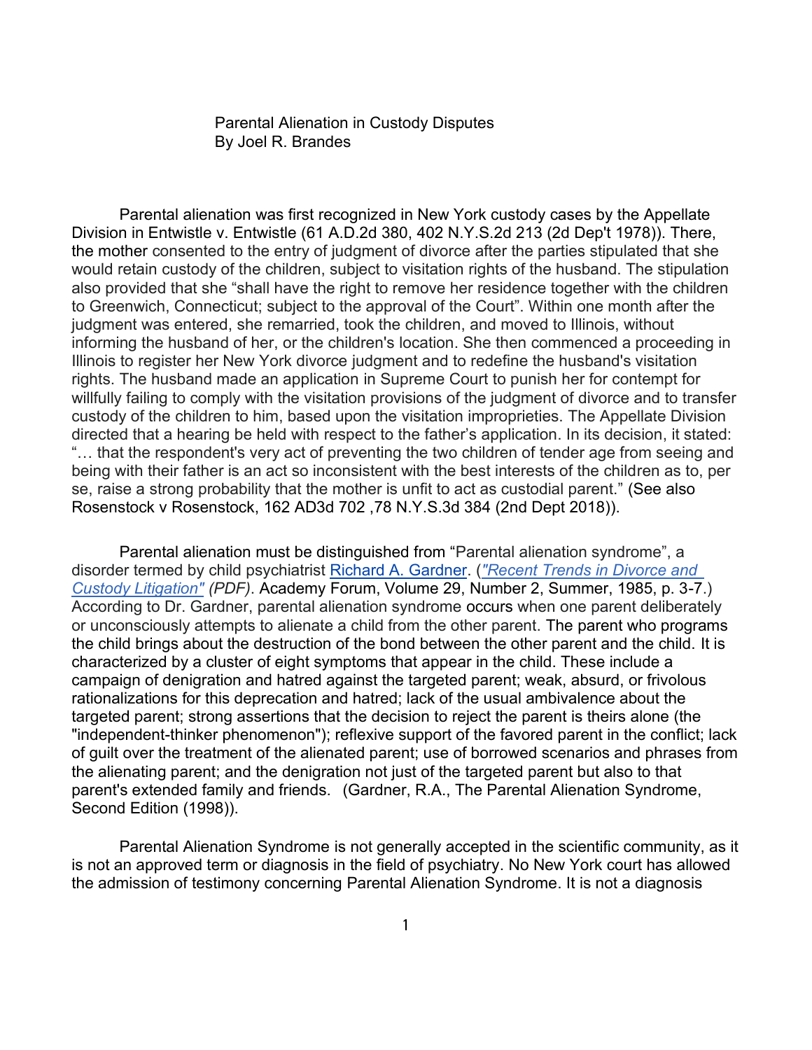# Parental Alienation in Custody Disputes

By Joel R. Brandes

Parental alienation was first recognized in New York custody cases by the Appellate Division in Entwistle v. Entwistle (61 A.D.2d 380, 402 N.Y.S.2d 213 (2d Dep't 1978)). There, the mother consented to the entry of judgment of divorce after the parties stipulated that she would retain custody of the children, subject to visitation rights of the husband. The stipulation also provided that she "shall have the right to remove her residence together with the children to Greenwich, Connecticut; subject to the approval of the Court". Within one month after the judgment was entered, she remarried, took the children, and moved to Illinois, without informing the husband of her, or the children's location. She then commenced a proceeding in Illinois to register her New York divorce judgment and to redefine the husband's visitation rights. The husband made an application in Supreme Court to punish her for contempt for willfully failing to comply with the visitation provisions of the judgment of divorce and to transfer custody of the children to him, based upon the visitation improprieties. The Appellate Division directed that a hearing be held with respect to the father's application. In its decision, it stated: "… that the respondent's very act of preventing the two children of tender age from seeing and being with their father is an act so inconsistent with the best interests of the children as to, per se, raise a strong probability that the mother is unfit to act as custodial parent." (See also Rosenstock v Rosenstock, 162 AD3d 702 ,78 N.Y.S.3d 384 (2nd Dept 2018)).

Parental alienation must be distinguished from "Parental alienation syndrome", a disorder termed by child psychiatrist Richard A. Gardner. (*"Recent Trends in Divorce and Custody Litigation" (PDF)*. Academy Forum, Volume 29, Number 2, Summer, 1985, p. 3-7.) According to Dr. Gardner, parental alienation syndrome occurs when one parent deliberately or unconsciously attempts to alienate a child from the other parent. The parent who programs the child brings about the destruction of the bond between the other parent and the child. It is characterized by a cluster of eight symptoms that appear in the child. These include a campaign of denigration and hatred against the targeted parent; weak, absurd, or frivolous rationalizations for this deprecation and hatred; lack of the usual ambivalence about the targeted parent; strong assertions that the decision to reject the parent is theirs alone (the "independent-thinker phenomenon"); reflexive support of the favored parent in the conflict; lack of guilt over the treatment of the alienated parent; use of borrowed scenarios and phrases from the alienating parent; and the denigration not just of the targeted parent but also to that parent's extended family and friends. (Gardner, R.A., The Parental Alienation Syndrome, Second Edition (1998)).

Parental Alienation Syndrome is not generally accepted in the scientific community, as it is not an approved term or diagnosis in the field of psychiatry. No New York court has allowed the admission of testimony concerning Parental Alienation Syndrome. It is not a diagnosis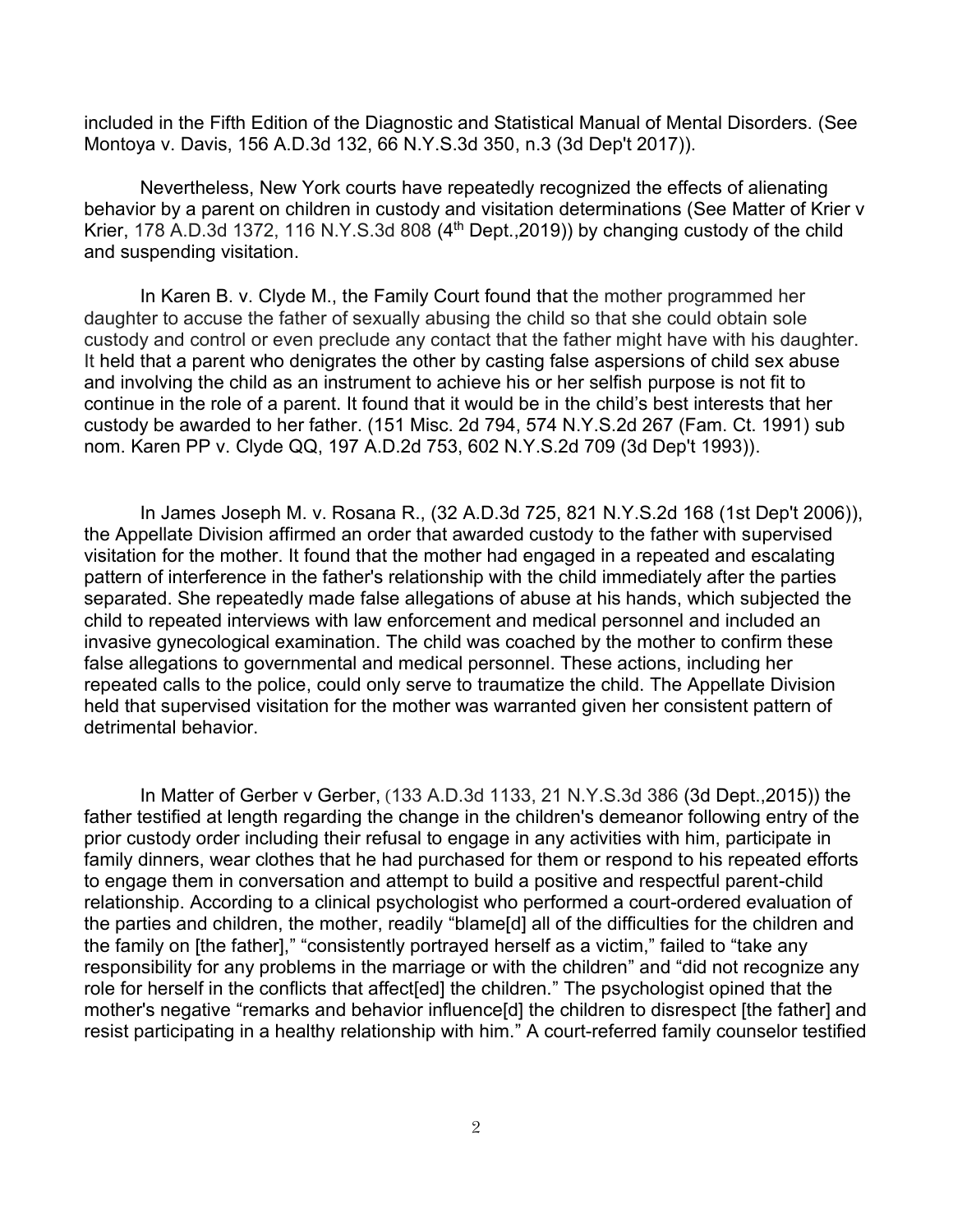included in the Fifth Edition of the Diagnostic and Statistical Manual of Mental Disorders. (See Montoya v. Davis, 156 A.D.3d 132, 66 N.Y.S.3d 350, n.3 (3d Dep't 2017)).

Nevertheless, New York courts have repeatedly recognized the effects of alienating behavior by a parent on children in custody and visitation determinations (See Matter of Krier v Krier, 178 A.D.3d 1372, 116 N.Y.S.3d 808 (4th Dept.,2019)) by changing custody of the child and suspending visitation.

In Karen B. v. Clyde M., the Family Court found that the mother programmed her daughter to accuse the father of sexually abusing the child so that she could obtain sole custody and control or even preclude any contact that the father might have with his daughter. It held that a parent who denigrates the other by casting false aspersions of child sex abuse and involving the child as an instrument to achieve his or her selfish purpose is not fit to continue in the role of a parent. It found that it would be in the child's best interests that her custody be awarded to her father. (151 Misc. 2d 794, 574 N.Y.S.2d 267 (Fam. Ct. 1991) sub nom. Karen PP v. Clyde QQ, 197 A.D.2d 753, 602 N.Y.S.2d 709 (3d Dep't 1993)).

In James Joseph M. v. Rosana R., (32 A.D.3d 725, 821 N.Y.S.2d 168 (1st Dep't 2006)), the Appellate Division affirmed an order that awarded custody to the father with supervised visitation for the mother. It found that the mother had engaged in a repeated and escalating pattern of interference in the father's relationship with the child immediately after the parties separated. She repeatedly made false allegations of abuse at his hands, which subjected the child to repeated interviews with law enforcement and medical personnel and included an invasive gynecological examination. The child was coached by the mother to confirm these false allegations to governmental and medical personnel. These actions, including her repeated calls to the police, could only serve to traumatize the child. The Appellate Division held that supervised visitation for the mother was warranted given her consistent pattern of detrimental behavior.

In Matter of Gerber v Gerber, (133 A.D.3d 1133, 21 N.Y.S.3d 386 (3d Dept.,2015)) the father testified at length regarding the change in the children's demeanor following entry of the prior custody order including their refusal to engage in any activities with him, participate in family dinners, wear clothes that he had purchased for them or respond to his repeated efforts to engage them in conversation and attempt to build a positive and respectful parent-child relationship. According to a clinical psychologist who performed a court-ordered evaluation of the parties and children, the mother, readily "blame[d] all of the difficulties for the children and the family on [the father]," "consistently portrayed herself as a victim," failed to "take any responsibility for any problems in the marriage or with the children" and "did not recognize any role for herself in the conflicts that affect[ed] the children." The psychologist opined that the mother's negative "remarks and behavior influence[d] the children to disrespect [the father] and resist participating in a healthy relationship with him." A court-referred family counselor testified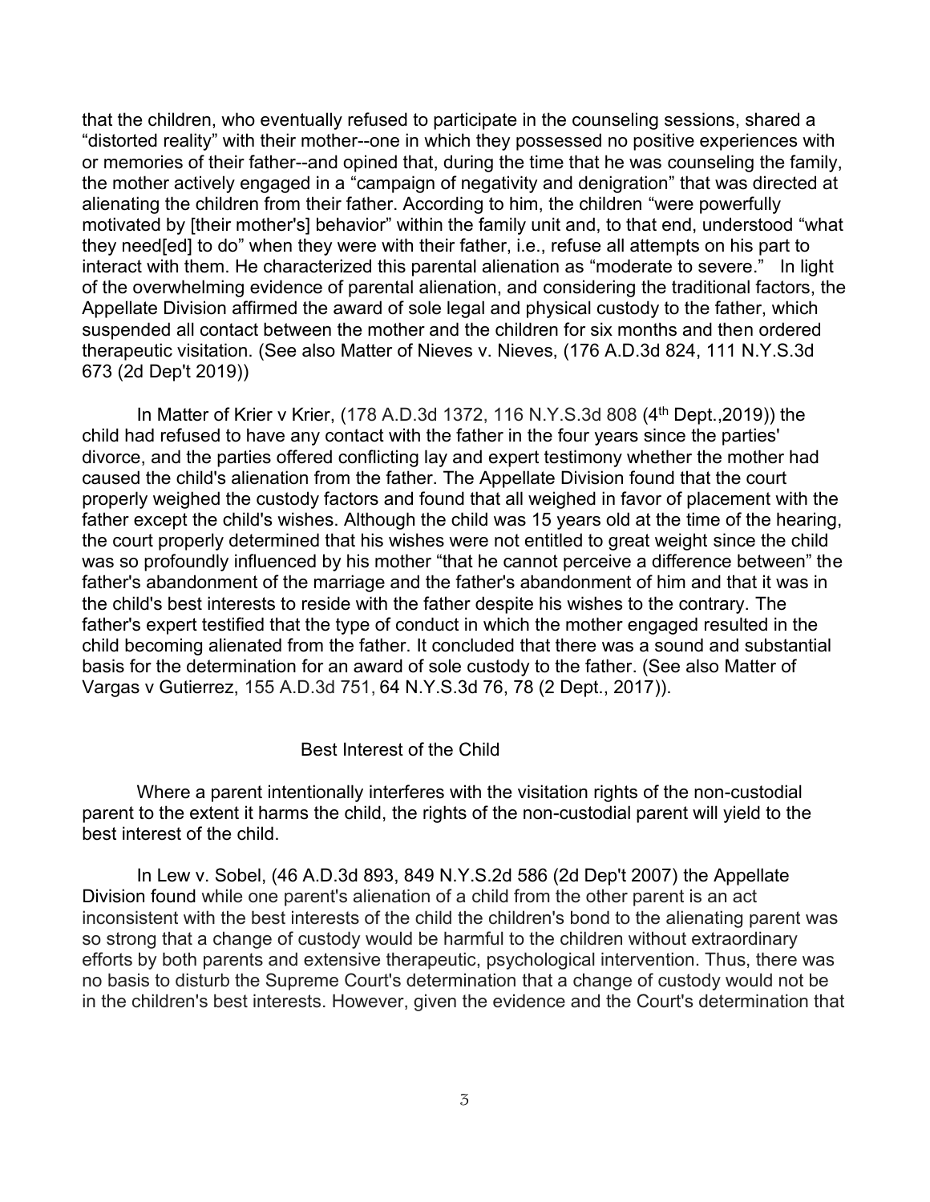that the children, who eventually refused to participate in the counseling sessions, shared a "distorted reality" with their mother--one in which they possessed no positive experiences with or memories of their father--and opined that, during the time that he was counseling the family, the mother actively engaged in a "campaign of negativity and denigration" that was directed at alienating the children from their father. According to him, the children "were powerfully motivated by [their mother's] behavior" within the family unit and, to that end, understood "what they need[ed] to do" when they were with their father, i.e., refuse all attempts on his part to interact with them. He characterized this parental alienation as "moderate to severe." In light of the overwhelming evidence of parental alienation, and considering the traditional factors, the Appellate Division affirmed the award of sole legal and physical custody to the father, which suspended all contact between the mother and the children for six months and then ordered therapeutic visitation. (See also Matter of Nieves v. Nieves, (176 A.D.3d 824, 111 N.Y.S.3d 673 (2d Dep't 2019))

In Matter of Krier v Krier, (178 A.D.3d 1372, 116 N.Y.S.3d 808 (4th Dept.,2019)) the child had refused to have any contact with the father in the four years since the parties' divorce, and the parties offered conflicting lay and expert testimony whether the mother had caused the child's alienation from the father. The Appellate Division found that the court properly weighed the custody factors and found that all weighed in favor of placement with the father except the child's wishes. Although the child was 15 years old at the time of the hearing, the court properly determined that his wishes were not entitled to great weight since the child was so profoundly influenced by his mother "that he cannot perceive a difference between" the father's abandonment of the marriage and the father's abandonment of him and that it was in the child's best interests to reside with the father despite his wishes to the contrary. The father's expert testified that the type of conduct in which the mother engaged resulted in the child becoming alienated from the father. It concluded that there was a sound and substantial basis for the determination for an award of sole custody to the father. (See also Matter of Vargas v Gutierrez, 155 A.D.3d 751, 64 N.Y.S.3d 76, 78 (2 Dept., 2017)).

## Best Interest of the Child

Where a parent intentionally interferes with the visitation rights of the non-custodial parent to the extent it harms the child, the rights of the non-custodial parent will yield to the best interest of the child.

In Lew v. Sobel, (46 A.D.3d 893, 849 N.Y.S.2d 586 (2d Dep't 2007) the Appellate Division found while one parent's alienation of a child from the other parent is an act inconsistent with the best interests of the child the children's bond to the alienating parent was so strong that a change of custody would be harmful to the children without extraordinary efforts by both parents and extensive therapeutic, psychological intervention. Thus, there was no basis to disturb the Supreme Court's determination that a change of custody would not be in the children's best interests. However, given the evidence and the Court's determination that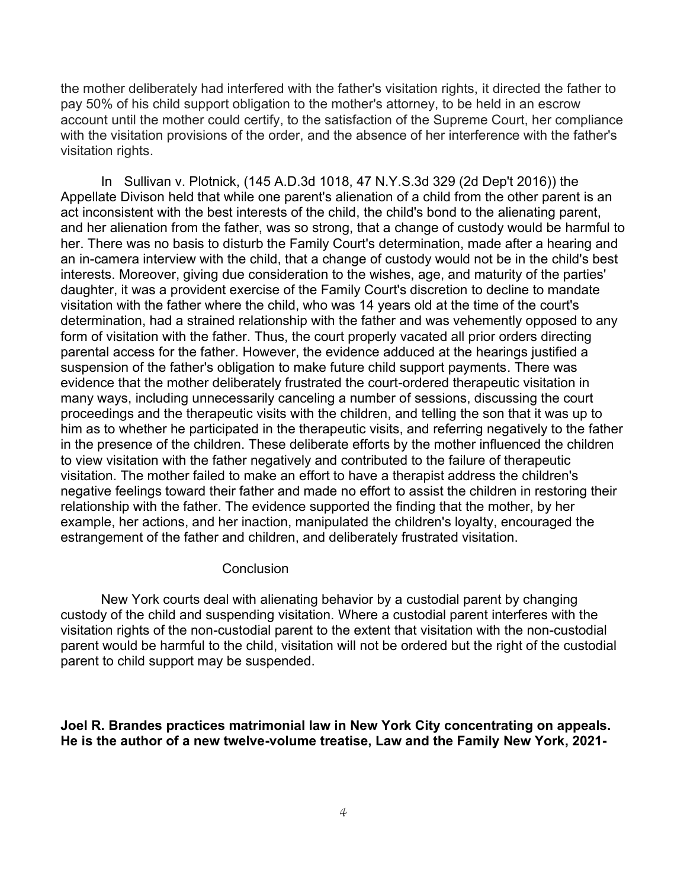the mother deliberately had interfered with the father's visitation rights, it directed the father to pay 50% of his child support obligation to the mother's attorney, to be held in an escrow account until the mother could certify, to the satisfaction of the Supreme Court, her compliance with the visitation provisions of the order, and the absence of her interference with the father's visitation rights.

In Sullivan v. Plotnick, (145 A.D.3d 1018, 47 N.Y.S.3d 329 (2d Dep't 2016)) the Appellate Divison held that while one parent's alienation of a child from the other parent is an act inconsistent with the best interests of the child, the child's bond to the alienating parent, and her alienation from the father, was so strong, that a change of custody would be harmful to her. There was no basis to disturb the Family Court's determination, made after a hearing and an in-camera interview with the child, that a change of custody would not be in the child's best interests. Moreover, giving due consideration to the wishes, age, and maturity of the parties' daughter, it was a provident exercise of the Family Court's discretion to decline to mandate visitation with the father where the child, who was 14 years old at the time of the court's determination, had a strained relationship with the father and was vehemently opposed to any form of visitation with the father. Thus, the court properly vacated all prior orders directing parental access for the father. However, the evidence adduced at the hearings justified a suspension of the father's obligation to make future child support payments. There was evidence that the mother deliberately frustrated the court-ordered therapeutic visitation in many ways, including unnecessarily canceling a number of sessions, discussing the court proceedings and the therapeutic visits with the children, and telling the son that it was up to him as to whether he participated in the therapeutic visits, and referring negatively to the father in the presence of the children. These deliberate efforts by the mother influenced the children to view visitation with the father negatively and contributed to the failure of therapeutic visitation. The mother failed to make an effort to have a therapist address the children's negative feelings toward their father and made no effort to assist the children in restoring their relationship with the father. The evidence supported the finding that the mother, by her example, her actions, and her inaction, manipulated the children's loyalty, encouraged the estrangement of the father and children, and deliberately frustrated visitation.

## Conclusion

New York courts deal with alienating behavior by a custodial parent by changing custody of the child and suspending visitation. Where a custodial parent interferes with the visitation rights of the non-custodial parent to the extent that visitation with the non-custodial parent would be harmful to the child, visitation will not be ordered but the right of the custodial parent to child support may be suspended.

**Joel R. Brandes practices matrimonial law in New York City concentrating on appeals. He is the author of a new twelve-volume treatise, Law and the Family New York, 2021-**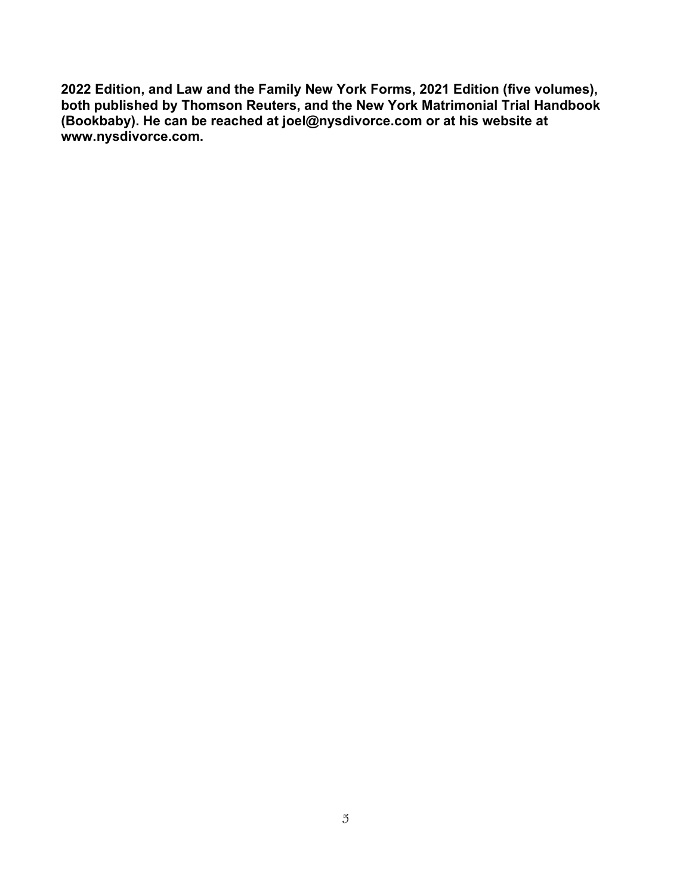**2022 Edition, and Law and the Family New York Forms, 2021 Edition (five volumes), both published by Thomson Reuters, and the New York Matrimonial Trial Handbook (Bookbaby). He can be reached at joel@nysdivorce.com or at his website at www.nysdivorce.com.**